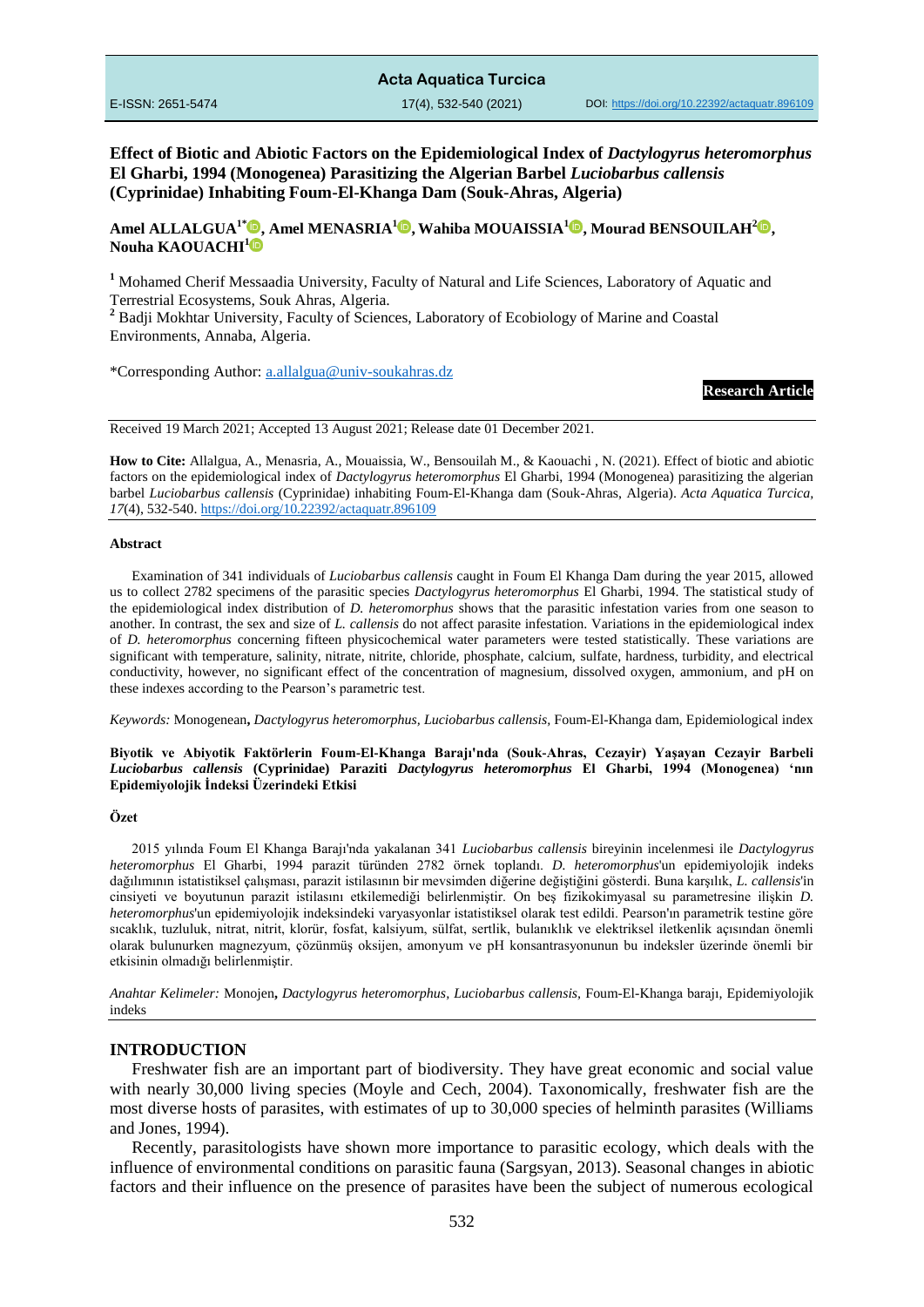# Effect of Biotic and Abiotic Factors on the Epidemiological Index of *Dactylogyrus heteromorphus* El Gharbi, 1994 (Monogenea) Parasitizing the Algerian Barbel *Luciobarbus callensis* (Cyprinidae) Inhabiting Foum-El-Khanga Dam (Souk-Ahras, Algeria)

**Amel ALLALGUA[1*], Amel MENASRIA[1], Wahiba MOUAISSIA[1], Mourad BENSOUILAH[2], Nouha KAOUACHI[1]**

[1] Mohamed Cherif Messaadia University, Faculty of Natural and Life Sciences, Laboratory of Aquatic and Terrestrial Ecosystems, Souk Ahras, Algeria.

[2] Badji Mokhtar University, Faculty of Sciences, Laboratory of Ecobiology of Marine and Coastal Environments, Annaba, Algeria.

*Corresponding Author: a.allalgua@univ-soukahras.dz

**Research Article**

Received 19 March 2021; Accepted 13 August 2021; Release date 01 December 2021.

**How to Cite:** Allalgua, A., Menasria, A., Mouaissia, W., Bensouilah M., & Kaouachi , N. (2021). Effect of biotic and abiotic factors on the epidemiological index of *Dactylogyrus heteromorphus* El Gharbi, 1994 (Monogenea) parasitizing the algerian barbel *Luciobarbus callensis* (Cyprinidae) inhabiting Foum-El-Khanga dam (Souk-Ahras, Algeria). *Acta Aquatica Turcica, 17*(4), 532-540. https://doi.org/10.22392/actaquatr.896109

## Abstract

Examination of 341 individuals of *Luciobarbus callensis* caught in Foum El Khanga Dam during the year 2015, allowed us to collect 2782 specimens of the parasitic species *Dactylogyrus heteromorphus* El Gharbi, 1994. The statistical study of the epidemiological index distribution of *D. heteromorphus* shows that the parasitic infestation varies from one season to another. In contrast, the sex and size of *L. callensis* do not affect parasite infestation. Variations in the epidemiological index of *D. heteromorphus* concerning fifteen physicochemical water parameters were tested statistically. These variations are significant with temperature, salinity, nitrate, nitrite, chloride, phosphate, calcium, sulfate, hardness, turbidity, and electrical conductivity, however, no significant effect of the concentration of magnesium, dissolved oxygen, ammonium, and pH on these indexes according to the Pearson's parametric test.

*Keywords:* Monogenean**,** *Dactylogyrus heteromorphus, Luciobarbus callensis*, Foum-El-Khanga dam, Epidemiological index

**Biyotik ve Abiyotik Faktörlerin Foum-El-Khanga Barajı'nda (Souk-Ahras, Cezayir) Yaşayan Cezayir Barbeli *Luciobarbus callensis* (Cyprinidae) Paraziti *Dactylogyrus heteromorphus* El Gharbi, 1994 (Monogenea) 'nın Epidemiyolojik İndeksi Üzerindeki Etkisi**

## Özet

2015 yılında Foum El Khanga Barajı'nda yakalanan 341 *Luciobarbus callensis* bireyinin incelenmesi ile *Dactylogyrus heteromorphus* El Gharbi, 1994 parazit türünden 2782 örnek toplandı. *D. heteromorphus*'un epidemiyolojik indeks dağılımının istatistiksel çalışması, parazit istilasının bir mevsimden diğerine değiştiğini gösterdi. Buna karşılık, *L. callensis*'in cinsiyeti ve boyutunun parazit istilasını etkilemediği belirlenmiştir. On beş fizikokimyasal su parametresine ilişkin *D. heteromorphus*'un epidemiyolojik indeksindeki varyasyonlar istatistiksel olarak test edildi. Pearson'ın parametrik testine göre sıcaklık, tuzluluk, nitrat, nitrit, klorür, fosfat, kalsiyum, sülfat, sertlik, bulanıklık ve elektriksel iletkenlik açısından önemli olarak bulunurken magnezyum, çözünmüş oksijen, amonyum ve pH konsantrasyonunun bu indeksler üzerinde önemli bir etkisinin olmadığı belirlenmiştir.

*Anahtar Kelimeler:* Monojen**,** *Dactylogyrus heteromorphus, Luciobarbus callensis,* Foum-El-Khanga barajı, Epidemiyolojik indeks

## INTRODUCTION

Freshwater fish are an important part of biodiversity. They have great economic and social value with nearly 30,000 living species (Moyle and Cech, 2004). Taxonomically, freshwater fish are the most diverse hosts of parasites, with estimates of up to 30,000 species of helminth parasites (Williams and Jones, 1994).

Recently, parasitologists have shown more importance to parasitic ecology, which deals with the influence of environmental conditions on parasitic fauna (Sargsyan, 2013). Seasonal changes in abiotic factors and their influence on the presence of parasites have been the subject of numerous ecological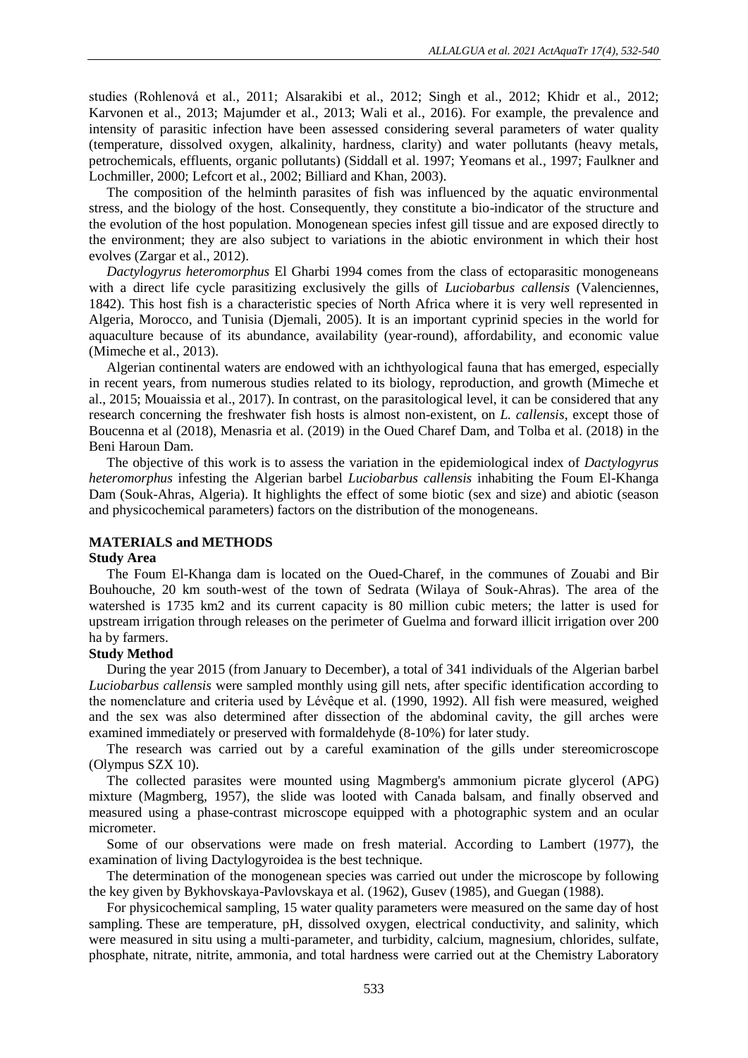studies (Rohlenová et al., 2011; Alsarakibi et al., 2012; Singh et al., 2012; Khidr et al., 2012; Karvonen et al., 2013; Majumder et al., 2013; Wali et al., 2016). For example, the prevalence and intensity of parasitic infection have been assessed considering several parameters of water quality (temperature, dissolved oxygen, alkalinity, hardness, clarity) and water pollutants (heavy metals, petrochemicals, effluents, organic pollutants) (Siddall et al. 1997; Yeomans et al., 1997; Faulkner and Lochmiller, 2000; Lefcort et al., 2002; Billiard and Khan, 2003).

The composition of the helminth parasites of fish was influenced by the aquatic environmental stress, and the biology of the host. Consequently, they constitute a bio-indicator of the structure and the evolution of the host population. Monogenean species infest gill tissue and are exposed directly to the environment; they are also subject to variations in the abiotic environment in which their host evolves (Zargar et al., 2012).

*Dactylogyrus heteromorphus* El Gharbi 1994 comes from the class of ectoparasitic monogeneans with a direct life cycle parasitizing exclusively the gills of *Luciobarbus callensis* (Valenciennes, 1842). This host fish is a characteristic species of North Africa where it is very well represented in Algeria, Morocco, and Tunisia (Djemali, 2005). It is an important cyprinid species in the world for aquaculture because of its abundance, availability (year-round), affordability, and economic value (Mimeche et al., 2013).

Algerian continental waters are endowed with an ichthyological fauna that has emerged, especially in recent years, from numerous studies related to its biology, reproduction, and growth (Mimeche et al., 2015; Mouaissia et al., 2017). In contrast, on the parasitological level, it can be considered that any research concerning the freshwater fish hosts is almost non-existent, on *L. callensis*, except those of Boucenna et al (2018), Menasria et al. (2019) in the Oued Charef Dam, and Tolba et al. (2018) in the Beni Haroun Dam.

The objective of this work is to assess the variation in the epidemiological index of *Dactylogyrus heteromorphus* infesting the Algerian barbel *Luciobarbus callensis* inhabiting the Foum El-Khanga Dam (Souk-Ahras, Algeria). It highlights the effect of some biotic (sex and size) and abiotic (season and physicochemical parameters) factors on the distribution of the monogeneans.

## MATERIALS and METHODS

### Study Area

The Foum El-Khanga dam is located on the Oued-Charef, in the communes of Zouabi and Bir Bouhouche, 20 km south-west of the town of Sedrata (Wilaya of Souk-Ahras). The area of the watershed is 1735 km2 and its current capacity is 80 million cubic meters; the latter is used for upstream irrigation through releases on the perimeter of Guelma and forward illicit irrigation over 200 ha by farmers.

### Study Method

During the year 2015 (from January to December), a total of 341 individuals of the Algerian barbel *Luciobarbus callensis* were sampled monthly using gill nets, after specific identification according to the nomenclature and criteria used by Lévêque et al. (1990, 1992). All fish were measured, weighed and the sex was also determined after dissection of the abdominal cavity, the gill arches were examined immediately or preserved with formaldehyde (8-10%) for later study.

The research was carried out by a careful examination of the gills under stereomicroscope (Olympus SZX 10).

The collected parasites were mounted using Magmberg's ammonium picrate glycerol (APG) mixture (Magmberg, 1957), the slide was looted with Canada balsam, and finally observed and measured using a phase-contrast microscope equipped with a photographic system and an ocular micrometer.

Some of our observations were made on fresh material. According to Lambert (1977), the examination of living Dactylogyroidea is the best technique.

The determination of the monogenean species was carried out under the microscope by following the key given by Bykhovskaya-Pavlovskaya et al. (1962), Gusev (1985), and Guegan (1988).

For physicochemical sampling, 15 water quality parameters were measured on the same day of host sampling. These are temperature, pH, dissolved oxygen, electrical conductivity, and salinity, which were measured in situ using a multi-parameter, and turbidity, calcium, magnesium, chlorides, sulfate, phosphate, nitrate, nitrite, ammonia, and total hardness were carried out at the Chemistry Laboratory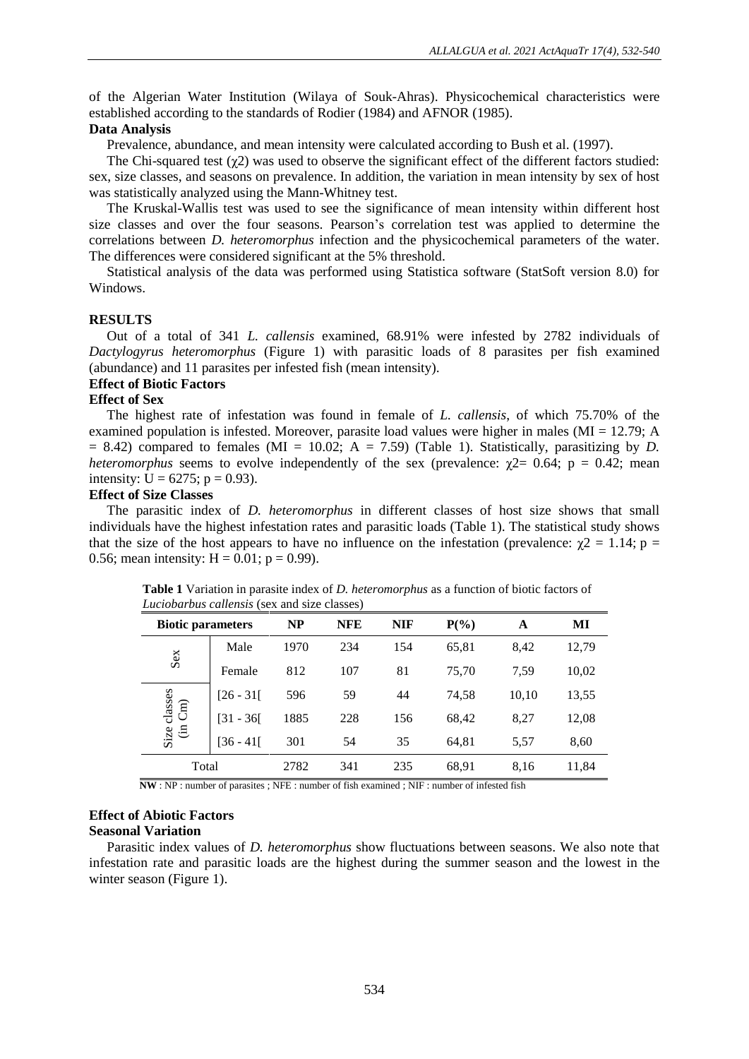of the Algerian Water Institution (Wilaya of Souk-Ahras). Physicochemical characteristics were established according to the standards of Rodier (1984) and AFNOR (1985).

### Data Analysis

Prevalence, abundance, and mean intensity were calculated according to Bush et al. (1997).

The Chi-squared test ($\chi2$) was used to observe the significant effect of the different factors studied: sex, size classes, and seasons on prevalence. In addition, the variation in mean intensity by sex of host was statistically analyzed using the Mann-Whitney test.

The Kruskal-Wallis test was used to see the significance of mean intensity within different host size classes and over the four seasons. Pearson's correlation test was applied to determine the correlations between *D. heteromorphus* infection and the physicochemical parameters of the water. The differences were considered significant at the 5% threshold.

Statistical analysis of the data was performed using Statistica software (StatSoft version 8.0) for Windows.

## RESULTS

Out of a total of 341 *L. callensis* examined, 68.91% were infested by 2782 individuals of *Dactylogyrus heteromorphus* (Figure 1) with parasitic loads of 8 parasites per fish examined (abundance) and 11 parasites per infested fish (mean intensity).

### Effect of Biotic Factors

### Effect of Sex

The highest rate of infestation was found in female of *L. callensis*, of which 75.70% of the examined population is infested. Moreover, parasite load values were higher in males (MI = 12.79; A = 8.42) compared to females (MI = 10.02; A = 7.59) (Table 1). Statistically, parasitizing by *D. heteromorphus* seems to evolve independently of the sex (prevalence: $\chi2$= 0.64; p = 0.42; mean intensity: U = 6275; p = 0.93).

### Effect of Size Classes

The parasitic index of *D. heteromorphus* in different classes of host size shows that small individuals have the highest infestation rates and parasitic loads (Table 1). The statistical study shows that the size of the host appears to have no influence on the infestation (prevalence: $\chi2$ = 1.14; p = 0.56; mean intensity: H = 0.01; p = 0.99).

**Table 1** Variation in parasite index of *D. heteromorphus* as a function of biotic factors of *Luciobarbus callensis* (sex and size classes)

| Biotic parameters | | NP | NFE | NIF | P(%) | A | MI |
|---|---|---|---|---|---|---|---|
| Sex | Male | 1970 | 234 | 154 | 65,81 | 8,42 | 12,79 |
| | Female | 812 | 107 | 81 | 75,70 | 7,59 | 10,02 |
| Size classes (in Cm) | [26 - 31[ | 596 | 59 | 44 | 74,58 | 10,10 | 13,55 |
| | [31 - 36[ | 1885 | 228 | 156 | 68,42 | 8,27 | 12,08 |
| | [36 - 41[ | 301 | 54 | 35 | 64,81 | 5,57 | 8,60 |
| Total | | 2782 | 341 | 235 | 68,91 | 8,16 | 11,84 |

**NW** : NP : number of parasites ; NFE : number of fish examined ; NIF : number of infested fish

### Effect of Abiotic Factors

### Seasonal Variation

Parasitic index values of *D. heteromorphus* show fluctuations between seasons. We also note that infestation rate and parasitic loads are the highest during the summer season and the lowest in the winter season (Figure 1).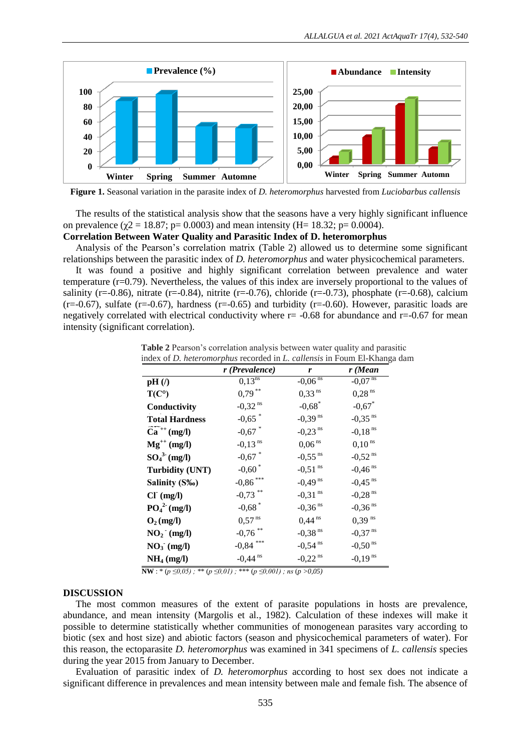**Figure 1.** Seasonal variation in the parasite index of *D. heteromorphus* harvested from *Luciobarbus callensis*

The results of the statistical analysis show that the seasons have a very highly significant influence on prevalence ($\chi2$ = 18.87; p= 0.0003) and mean intensity (H= 18.32; p= 0.0004).

**Correlation Between Water Quality and Parasitic Index of D. heteromorphus**

Analysis of the Pearson's correlation matrix (Table 2) allowed us to determine some significant relationships between the parasitic index of *D. heteromorphus* and water physicochemical parameters.

It was found a positive and highly significant correlation between prevalence and water temperature (r=0.79). Nevertheless, the values of this index are inversely proportional to the values of salinity (r=-0.86), nitrate (r=-0.84), nitrite (r=-0.76), chloride (r=-0.73), phosphate (r=-0.68), calcium (r=-0.67), sulfate (r=-0.67), hardness (r=-0.65) and turbidity (r=-0.60). However, parasitic loads are negatively correlated with electrical conductivity where r= -0.68 for abundance and r=-0.67 for mean intensity (significant correlation).

**Table 2** Pearson's correlation analysis between water quality and parasitic index of *D. heteromorphus* recorded in *L. callensis* in Foum El-Khanga dam

| | *r (Prevalence)* | *r* | *r (Mean* |
|---|---|---|---|
| **pH (/)** | 0,13 ns | -0,06 ns | -0,07 ns |
| **T(C°)** | 0,79 ** | 0,33 ns | 0,28 ns |
| **Conductivity** | -0,32 ns | -0,68 * | -0,67 * |
| **Total Hardness** | -0,65 * | -0,39 ns | -0,35 ns |
| **$Ca^{++}$ (mg/l)** | -0,67 * | -0,23 ns | -0,18 ns |
| **$Mg^{++}$ (mg/l)** | -0,13 ns | 0,06 ns | 0,10 ns |
| **$SO_4^{3-}$ (mg/l)** | -0,67 * | -0,55 ns | -0,52 ns |
| **Turbidity (UNT)** | -0,60 * | -0,51 ns | -0,46 ns |
| **Salinity (S‰)** | -0,86 *** | -0,49 ns | -0,45 ns |
| **$Cl^-$ (mg/l)** | -0,73 ** | -0,31 ns | -0,28 ns |
| **$PO_4^{2-}$ (mg/l)** | -0,68 * | -0,36 ns | -0,36 ns |
| **$O_2$ (mg/l)** | 0,57 ns | 0,44 ns | 0,39 ns |
| **$NO_2^-$ (mg/l)** | -0,76 ** | -0,38 ns | -0,37 ns |
| **$NO_3^-$ (mg/l)** | -0,84 *** | -0,54 ns | -0,50 ns |
| **$NH_4$ (mg/l)** | -0,44 ns | -0,22 ns | -0,19 ns |

**NW** : * ($p \leq 0,05$) ; ** ($p \leq 0,01$) ; *** ($p \leq 0,001$) ; ns ($p > 0,05$)

## DISCUSSION

The most common measures of the extent of parasite populations in hosts are prevalence, abundance, and mean intensity (Margolis et al., 1982). Calculation of these indexes will make it possible to determine statistically whether communities of monogenean parasites vary according to biotic (sex and host size) and abiotic factors (season and physicochemical parameters of water). For this reason, the ectoparasite *D. heteromorphus* was examined in 341 specimens of *L. callensis* species during the year 2015 from January to December.

Evaluation of parasitic index of *D. heteromorphus* according to host sex does not indicate a significant difference in prevalences and mean intensity between male and female fish. The absence of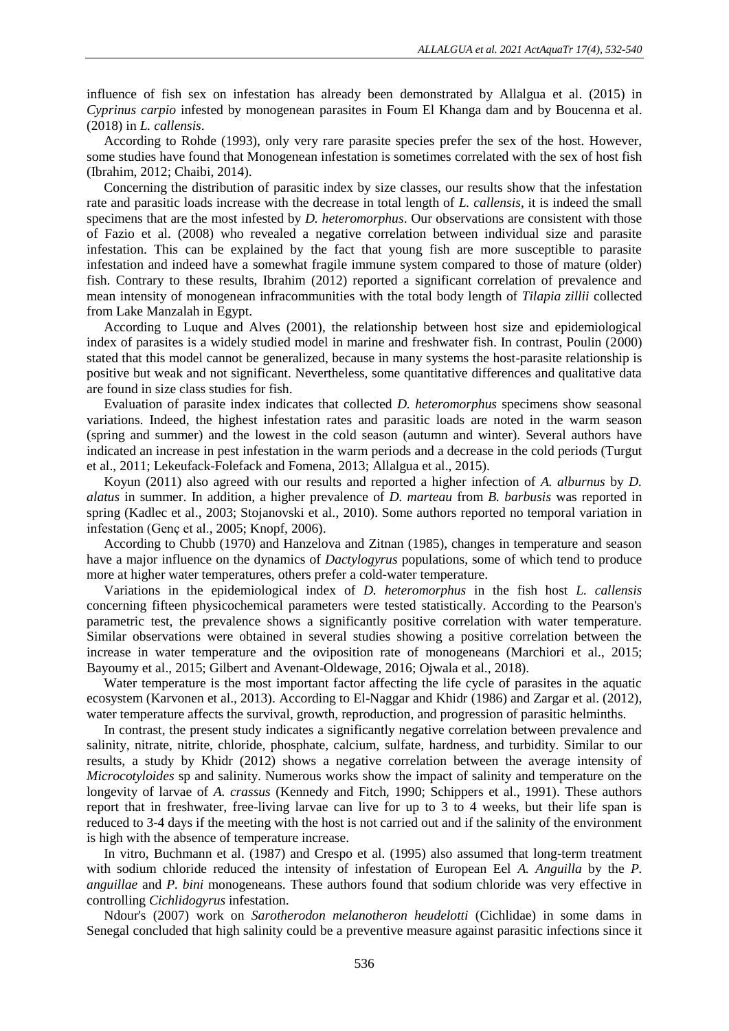influence of fish sex on infestation has already been demonstrated by Allalgua et al. (2015) in *Cyprinus carpio* infested by monogenean parasites in Foum El Khanga dam and by Boucenna et al. (2018) in *L. callensis*.

According to Rohde (1993), only very rare parasite species prefer the sex of the host. However, some studies have found that Monogenean infestation is sometimes correlated with the sex of host fish (Ibrahim, 2012; Chaibi, 2014).

Concerning the distribution of parasitic index by size classes, our results show that the infestation rate and parasitic loads increase with the decrease in total length of *L. callensis*, it is indeed the small specimens that are the most infested by *D. heteromorphus*. Our observations are consistent with those of Fazio et al. (2008) who revealed a negative correlation between individual size and parasite infestation. This can be explained by the fact that young fish are more susceptible to parasite infestation and indeed have a somewhat fragile immune system compared to those of mature (older) fish. Contrary to these results, Ibrahim (2012) reported a significant correlation of prevalence and mean intensity of monogenean infracommunities with the total body length of *Tilapia zillii* collected from Lake Manzalah in Egypt.

According to Luque and Alves (2001), the relationship between host size and epidemiological index of parasites is a widely studied model in marine and freshwater fish. In contrast, Poulin (2000) stated that this model cannot be generalized, because in many systems the host-parasite relationship is positive but weak and not significant. Nevertheless, some quantitative differences and qualitative data are found in size class studies for fish.

Evaluation of parasite index indicates that collected *D. heteromorphus* specimens show seasonal variations. Indeed, the highest infestation rates and parasitic loads are noted in the warm season (spring and summer) and the lowest in the cold season (autumn and winter). Several authors have indicated an increase in pest infestation in the warm periods and a decrease in the cold periods (Turgut et al., 2011; Lekeufack-Folefack and Fomena, 2013; Allalgua et al., 2015).

Koyun (2011) also agreed with our results and reported a higher infection of *A. alburnus* by *D. alatus* in summer. In addition, a higher prevalence of *D. marteau* from *B. barbusis* was reported in spring (Kadlec et al., 2003; Stojanovski et al., 2010). Some authors reported no temporal variation in infestation (Genç et al., 2005; Knopf, 2006).

According to Chubb (1970) and Hanzelova and Zitnan (1985), changes in temperature and season have a major influence on the dynamics of *Dactylogyrus* populations, some of which tend to produce more at higher water temperatures, others prefer a cold-water temperature.

Variations in the epidemiological index of *D. heteromorphus* in the fish host *L. callensis* concerning fifteen physicochemical parameters were tested statistically. According to the Pearson's parametric test, the prevalence shows a significantly positive correlation with water temperature. Similar observations were obtained in several studies showing a positive correlation between the increase in water temperature and the oviposition rate of monogeneans (Marchiori et al., 2015; Bayoumy et al., 2015; Gilbert and Avenant-Oldewage, 2016; Ojwala et al., 2018).

Water temperature is the most important factor affecting the life cycle of parasites in the aquatic ecosystem (Karvonen et al., 2013). According to El-Naggar and Khidr (1986) and Zargar et al. (2012), water temperature affects the survival, growth, reproduction, and progression of parasitic helminths.

In contrast, the present study indicates a significantly negative correlation between prevalence and salinity, nitrate, nitrite, chloride, phosphate, calcium, sulfate, hardness, and turbidity. Similar to our results, a study by Khidr (2012) shows a negative correlation between the average intensity of *Microcotyloides* sp and salinity. Numerous works show the impact of salinity and temperature on the longevity of larvae of *A. crassus* (Kennedy and Fitch, 1990; Schippers et al., 1991). These authors report that in freshwater, free-living larvae can live for up to 3 to 4 weeks, but their life span is reduced to 3-4 days if the meeting with the host is not carried out and if the salinity of the environment is high with the absence of temperature increase.

In vitro, Buchmann et al. (1987) and Crespo et al. (1995) also assumed that long-term treatment with sodium chloride reduced the intensity of infestation of European Eel *A. Anguilla* by the *P. anguillae* and *P. bini* monogeneans. These authors found that sodium chloride was very effective in controlling *Cichlidogyrus* infestation.

Ndour's (2007) work on *Sarotherodon melanotheron heudelotti* (Cichlidae) in some dams in Senegal concluded that high salinity could be a preventive measure against parasitic infections since it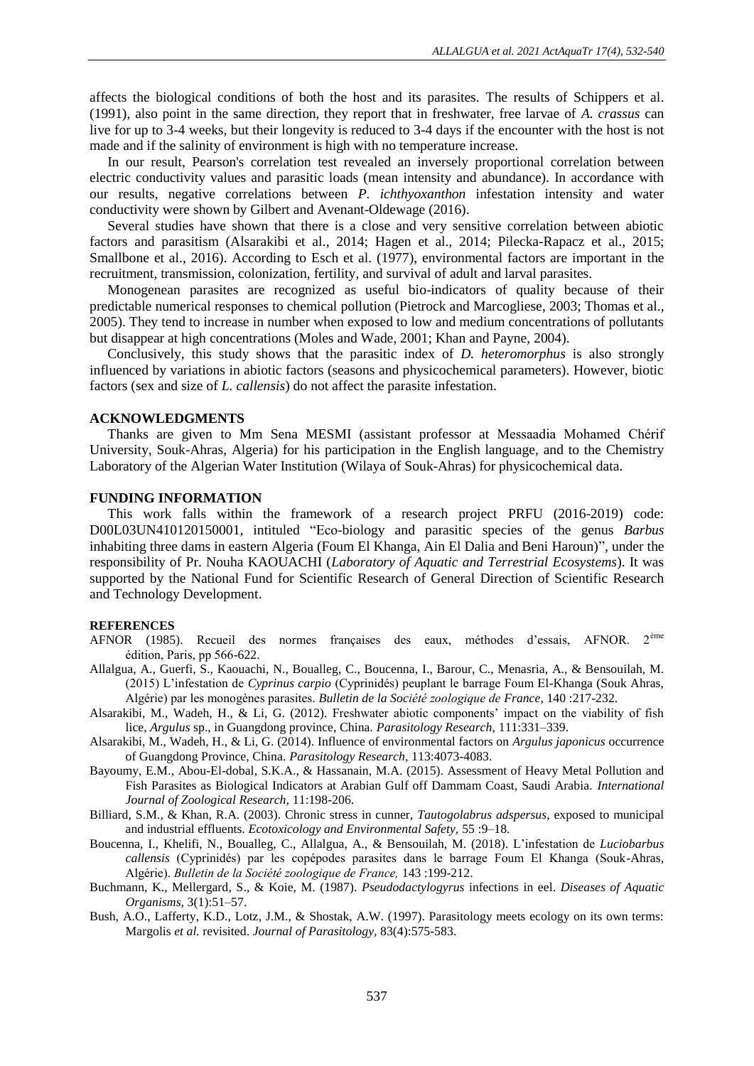affects the biological conditions of both the host and its parasites. The results of Schippers et al. (1991), also point in the same direction, they report that in freshwater, free larvae of *A. crassus* can live for up to 3-4 weeks, but their longevity is reduced to 3-4 days if the encounter with the host is not made and if the salinity of environment is high with no temperature increase.

In our result, Pearson's correlation test revealed an inversely proportional correlation between electric conductivity values and parasitic loads (mean intensity and abundance). In accordance with our results, negative correlations between *P. ichthyoxanthon* infestation intensity and water conductivity were shown by Gilbert and Avenant-Oldewage (2016).

Several studies have shown that there is a close and very sensitive correlation between abiotic factors and parasitism (Alsarakibi et al., 2014; Hagen et al., 2014; Pilecka-Rapacz et al., 2015; Smallbone et al., 2016). According to Esch et al. (1977), environmental factors are important in the recruitment, transmission, colonization, fertility, and survival of adult and larval parasites.

Monogenean parasites are recognized as useful bio-indicators of quality because of their predictable numerical responses to chemical pollution (Pietrock and Marcogliese, 2003; Thomas et al., 2005). They tend to increase in number when exposed to low and medium concentrations of pollutants but disappear at high concentrations (Moles and Wade, 2001; Khan and Payne, 2004).

Conclusively, this study shows that the parasitic index of *D. heteromorphus* is also strongly influenced by variations in abiotic factors (seasons and physicochemical parameters). However, biotic factors (sex and size of *L. callensis*) do not affect the parasite infestation.

## ACKNOWLEDGMENTS

Thanks are given to Mm Sena MESMI (assistant professor at Messaadia Mohamed Chérif University, Souk-Ahras, Algeria) for his participation in the English language, and to the Chemistry Laboratory of the Algerian Water Institution (Wilaya of Souk-Ahras) for physicochemical data.

## FUNDING INFORMATION

This work falls within the framework of a research project PRFU (2016-2019) code: D00L03UN410120150001, intituled "Eco-biology and parasitic species of the genus *Barbus* inhabiting three dams in eastern Algeria (Foum El Khanga, Ain El Dalia and Beni Haroun)", under the responsibility of Pr. Nouha KAOUACHI (*Laboratory of Aquatic and Terrestrial Ecosystems*). It was supported by the National Fund for Scientific Research of General Direction of Scientific Research and Technology Development.

## REFERENCES

AFNOR (1985). Recueil des normes françaises des eaux, méthodes d'essais, AFNOR. 2ème édition, Paris, pp 566-622.

Allalgua, A., Guerfi, S., Kaouachi, N., Boualleg, C., Boucenna, I., Barour, C., Menasria, A., & Bensouilah, M. (2015) L'infestation de *Cyprinus carpio* (Cyprinidés) peuplant le barrage Foum El-Khanga (Souk Ahras, Algérie) par les monogènes parasites. *Bulletin de la Société zoologique de France,* 140 :217-232.

Alsarakibi, M., Wadeh, H., & Li, G. (2012). Freshwater abiotic components' impact on the viability of fish lice, *Argulus* sp., in Guangdong province, China. *Parasitology Research,* 111:331–339.

Alsarakibi, M., Wadeh, H., & Li, G. (2014). Influence of environmental factors on *Argulus japonicus* occurrence of Guangdong Province, China. *Parasitology Research,* 113:4073-4083.

Bayoumy, E.M., Abou-El-dobal, S.K.A., & Hassanain, M.A. (2015). Assessment of Heavy Metal Pollution and Fish Parasites as Biological Indicators at Arabian Gulf off Dammam Coast, Saudi Arabia. *International Journal of Zoological Research,* 11:198-206.

Billiard, S.M., & Khan, R.A. (2003). Chronic stress in cunner, *Tautogolabrus adspersus*, exposed to municipal and industrial effluents. *Ecotoxicology and Environmental Safety,* 55 :9–18.

Boucenna, I., Khelifi, N., Boualleg, C., Allalgua, A., & Bensouilah, M. (2018). L'infestation de *Luciobarbus callensis* (Cyprinidés) par les copépodes parasites dans le barrage Foum El Khanga (Souk-Ahras, Algérie). *Bulletin de la Société zoologique de France,* 143 :199-212.

Buchmann, K., Mellergard, S., & Koie, M. (1987). *Pseudodactylogyrus* infections in eel. *Diseases of Aquatic Organisms,* 3(1):51–57.

Bush, A.O., Lafferty, K.D., Lotz, J.M., & Shostak, A.W. (1997). Parasitology meets ecology on its own terms: Margolis *et al.* revisited. *Journal of Parasitology,* 83(4):575-583.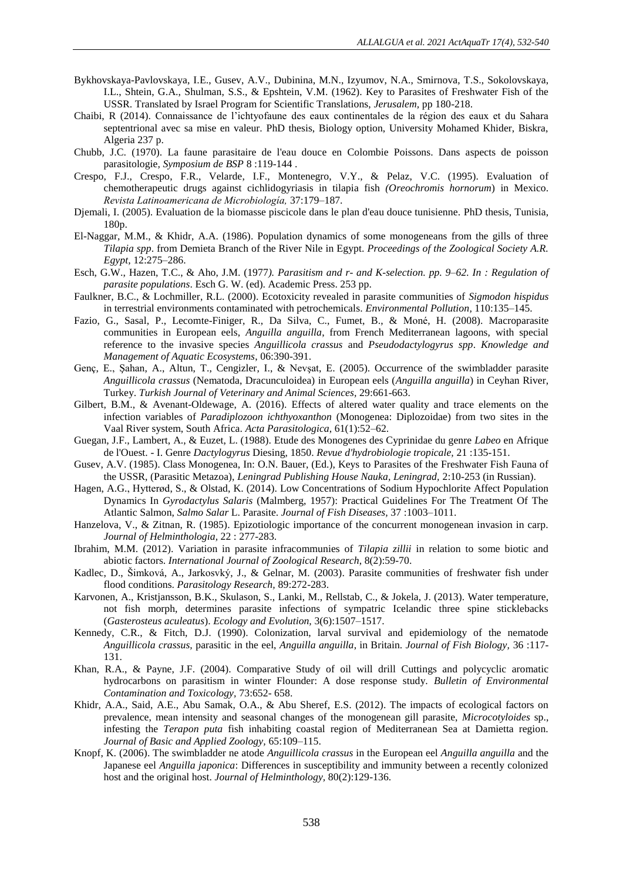Bykhovskaya-Pavlovskaya, I.E., Gusev, A.V., Dubinina, M.N., Izyumov, N.A., Smirnova, T.S., Sokolovskaya, I.L., Shtein, G.A., Shulman, S.S., & Epshtein, V.M. (1962). Key to Parasites of Freshwater Fish of the USSR. Translated by Israel Program for Scientific Translations, *Jerusalem*, pp 180-218.

Chaibi, R (2014). Connaissance de l'ichtyofaune des eaux continentales de la région des eaux et du Sahara septentrional avec sa mise en valeur. PhD thesis, Biology option, University Mohamed Khider, Biskra, Algeria 237 p.

Chubb, J.C. (1970). La faune parasitaire de l'eau douce en Colombie Poissons. Dans aspects de poisson parasitologie, *Symposium de BSP* 8 :119-144 .

Crespo, F.J., Crespo, F.R., Velarde, I.F., Montenegro, V.Y., & Pelaz, V.C. (1995). Evaluation of chemotherapeutic drugs against cichlidogyriasis in tilapia fish *(Oreochromis hornorum*) in Mexico. *Revista Latinoamericana de Microbiología,* 37:179–187.

Djemali, I. (2005). Evaluation de la biomasse piscicole dans le plan d'eau douce tunisienne. PhD thesis, Tunisia, 180p.

El-Naggar, M.M., & Khidr, A.A. (1986). Population dynamics of some monogeneans from the gills of three *Tilapia spp*. from Demieta Branch of the River Nile in Egypt. *Proceedings of the Zoological Society A.R. Egypt,* 12:275–286.

Esch, G.W., Hazen, T.C., & Aho, J.M. (1977*). Parasitism and r- and K-selection. pp. 9–62. In : Regulation of parasite populations*. Esch G. W. (ed). Academic Press. 253 pp.

Faulkner, B.C., & Lochmiller, R.L. (2000). Ecotoxicity revealed in parasite communities of *Sigmodon hispidus* in terrestrial environments contaminated with petrochemicals. *Environmental Pollution,* 110:135–145.

Fazio, G., Sasal, P., Lecomte-Finiger, R., Da Silva, C., Fumet, B., & Moné, H. (2008). Macroparasite communities in European eels, *Anguilla anguilla*, from French Mediterranean lagoons, with special reference to the invasive species *Anguillicola crassus* and *Pseudodactylogyrus spp*. *Knowledge and Management of Aquatic Ecosystems*, 06:390-391.

Genç, E., Şahan, A., Altun, T., Cengizler, I., & Nevşat, E. (2005). Occurrence of the swimbladder parasite *Anguillicola crassus* (Nematoda, Dracunculoidea) in European eels (*Anguilla anguilla*) in Ceyhan River, Turkey. *Turkish Journal of Veterinary and Animal Sciences*, 29:661-663.

Gilbert, B.M., & Avenant-Oldewage, A. (2016). Effects of altered water quality and trace elements on the infection variables of *Paradiplozoon ichthyoxanthon* (Monogenea: Diplozoidae) from two sites in the Vaal River system, South Africa. *Acta Parasitologica*, 61(1):52–62.

Guegan, J.F., Lambert, A., & Euzet, L. (1988). Etude des Monogenes des Cyprinidae du genre *Labeo* en Afrique de l'Ouest. - I. Genre *Dactylogyrus* Diesing, 1850. *Revue d'hydrobiologie tropicale,* 21 :135-151.

Gusev, A.V. (1985). Class Monogenea, In: O.N. Bauer, (Ed.), Keys to Parasites of the Freshwater Fish Fauna of the USSR, (Parasitic Metazoa), *Leningrad Publishing House Nauka, Leningrad,* 2:10-253 (in Russian).

Hagen, A.G., Hytterød, S., & Olstad, K. (2014). Low Concentrations of Sodium Hypochlorite Affect Population Dynamics In *Gyrodactylus Salaris* (Malmberg, 1957): Practical Guidelines For The Treatment Of The Atlantic Salmon, *Salmo Salar* L. Parasite. *Journal of Fish Diseases,* 37 :1003–1011.

Hanzelova, V., & Zitnan, R. (1985). Epizotiologic importance of the concurrent monogenean invasion in carp. *Journal of Helminthologia,* 22 : 277-283.

Ibrahim, M.M. (2012). Variation in parasite infracommunies of *Tilapia zillii* in relation to some biotic and abiotic factors. *International Journal of Zoological Research*, 8(2):59-70.

Kadlec, D., Šimková, A., Jarkosvký, J., & Gelnar, M. (2003). Parasite communities of freshwater fish under flood conditions. *Parasitology Research,* 89:272-283.

Karvonen, A., Kristjansson, B.K., Skulason, S., Lanki, M., Rellstab, C., & Jokela, J. (2013). Water temperature, not fish morph, determines parasite infections of sympatric Icelandic three spine sticklebacks (*Gasterosteus aculeatus*). *Ecology and Evolution,* 3(6):1507–1517.

Kennedy, C.R., & Fitch, D.J. (1990). Colonization, larval survival and epidemiology of the nematode *Anguillicola crassus*, parasitic in the eel, *Anguilla anguilla*, in Britain. *Journal of Fish Biology,* 36 :117-131.

Khan, R.A., & Payne, J.F. (2004). Comparative Study of oil will drill Cuttings and polycyclic aromatic hydrocarbons on parasitism in winter Flounder: A dose response study. *Bulletin of Environmental Contamination and Toxicology,* 73:652- 658.

Khidr, A.A., Said, A.E., Abu Samak, O.A., & Abu Sheref, E.S. (2012). The impacts of ecological factors on prevalence, mean intensity and seasonal changes of the monogenean gill parasite, *Microcotyloides* sp., infesting the *Terapon puta* fish inhabiting coastal region of Mediterranean Sea at Damietta region. *Journal of Basic and Applied Zoology,* 65:109–115.

Knopf, K. (2006). The swimbladder ne atode *Anguillicola crassus* in the European eel *Anguilla anguilla* and the Japanese eel *Anguilla japonica*: Differences in susceptibility and immunity between a recently colonized host and the original host. *Journal of Helminthology,* 80(2):129-136.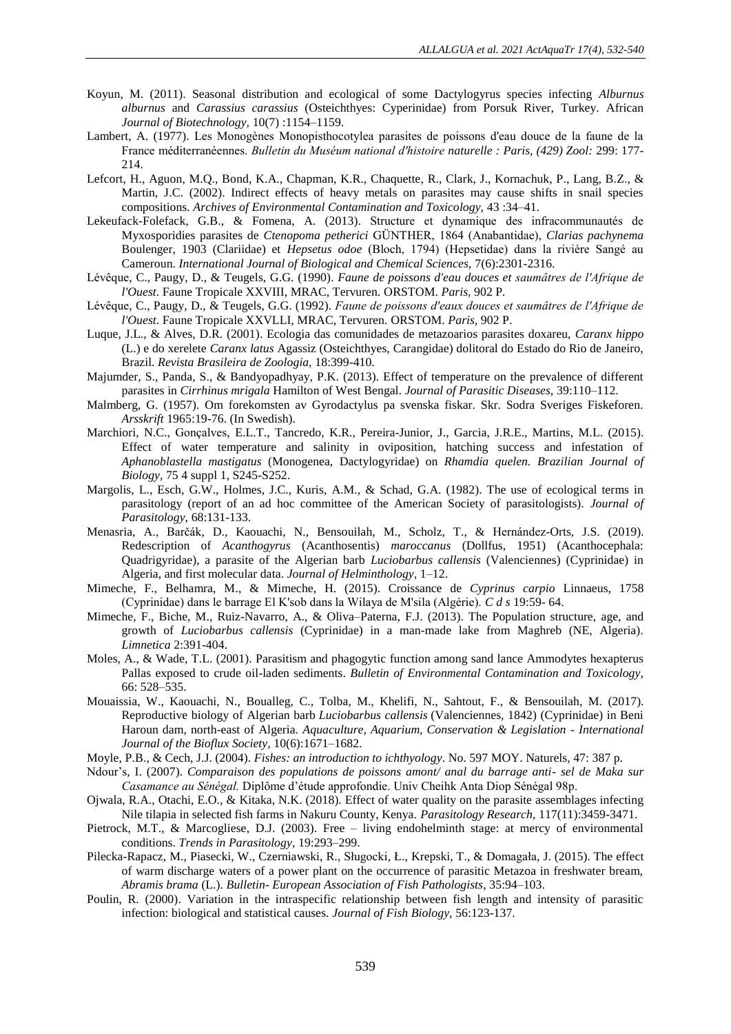Koyun, M. (2011). Seasonal distribution and ecological of some Dactylogyrus species infecting *Alburnus alburnus* and *Carassius carassius* (Osteichthyes: Cyperinidae) from Porsuk River, Turkey. African *Journal of Biotechnology*, 10(7) :1154–1159.

Lambert, A. (1977). Les Monogènes Monopisthocotylea parasites de poissons d'eau douce de la faune de la France méditerranéennes. *Bulletin du Muséum national d'histoire naturelle : Paris, (429) Zool:* 299: 177-214.

Lefcort, H., Aguon, M.Q., Bond, K.A., Chapman, K.R., Chaquette, R., Clark, J., Kornachuk, P., Lang, B.Z., & Martin, J.C. (2002). Indirect effects of heavy metals on parasites may cause shifts in snail species compositions. *Archives of Environmental Contamination and Toxicology*, 43 :34–41.

Lekeufack-Folefack, G.B., & Fomena, A. (2013). Structure et dynamique des infracommunautés de Myxosporidies parasites de *Ctenopoma petherici* GÜNTHER, 1864 (Anabantidae), *Clarias pachynema* Boulenger, 1903 (Clariidae) et *Hepsetus odoe* (Bloch, 1794) (Hepsetidae) dans la rivière Sangé au Cameroun. *International Journal of Biological and Chemical Sciences,* 7(6):2301-2316.

Lévêque, C., Paugy, D., & Teugels, G.G. (1990). *Faune de poissons d'eau douces et saumâtres de l'Afrique de l'Ouest*. Faune Tropicale XXVIII, MRAC, Tervuren. ORSTOM. *Paris,* 902 P.

Lévêque, C., Paugy, D., & Teugels, G.G. (1992). *Faune de poissons d'eaux douces et saumâtres de l'Afrique de l'Ouest*. Faune Tropicale XXVLLI, MRAC, Tervuren. ORSTOM. *Paris,* 902 P.

Luque, J.L., & Alves, D.R. (2001). Ecologia das comunidades de metazoarios parasites doxareu, *Caranx hippo* (L.) e do xerelete *Caranx latus* Agassiz (Osteichthyes, Carangidae) dolitoral do Estado do Rio de Janeiro, Brazil. *Revista Brasileira de Zoologia*, 18:399-410.

Majumder, S., Panda, S., & Bandyopadhyay, P.K. (2013). Effect of temperature on the prevalence of different parasites in *Cirrhinus mrigala* Hamilton of West Bengal. *Journal of Parasitic Diseases,* 39:110–112.

Malmberg, G. (1957). Om forekomsten av Gyrodactylus pa svenska fiskar. Skr. Sodra Sveriges Fiskeforen. *Arsskrift* 1965:19-76. (In Swedish).

Marchiori, N.C., Gonçalves, E.L.T., Tancredo, K.R., Pereira-Junior, J., Garcia, J.R.E., Martins, M.L. (2015). Effect of water temperature and salinity in oviposition, hatching success and infestation of *Aphanoblastella mastigatus* (Monogenea, Dactylogyridae) on *Rhamdia quelen. Brazilian Journal of Biology*, 75 4 suppl 1, S245-S252.

Margolis, L., Esch, G.W., Holmes, J.C., Kuris, A.M., & Schad, G.A. (1982). The use of ecological terms in parasitology (report of an ad hoc committee of the American Society of parasitologists). *Journal of Parasitology*, 68:131-133.

Menasria, A., Barčák, D., Kaouachi, N., Bensouilah, M., Scholz, T., & Hernández-Orts, J.S. (2019). Redescription of *Acanthogyrus* (Acanthosentis) *maroccanus* (Dollfus, 1951) (Acanthocephala: Quadrigyridae), a parasite of the Algerian barb *Luciobarbus callensis* (Valenciennes) (Cyprinidae) in Algeria, and first molecular data. *Journal of Helminthology,* 1–12.

Mimeche, F., Belhamra, M., & Mimeche, H. (2015). Croissance de *Cyprinus carpio* Linnaeus, 1758 (Cyprinidae) dans le barrage El K'sob dans la Wilaya de M'sila (Algérie). *C d s* 19:59- 64.

Mimeche, F., Biche, M., Ruiz-Navarro, A., & Oliva–Paterna, F.J. (2013). The Population structure, age, and growth of *Luciobarbus callensis* (Cyprinidae) in a man-made lake from Maghreb (NE, Algeria). *Limnetica* 2:391-404.

Moles, A., & Wade, T.L. (2001). Parasitism and phagogytic function among sand lance Ammodytes hexapterus Pallas exposed to crude oil-laden sediments. *Bulletin of Environmental Contamination and Toxicology,* 66: 528–535.

Mouaissia, W., Kaouachi, N., Boualleg, C., Tolba, M., Khelifi, N., Sahtout, F., & Bensouilah, M. (2017). Reproductive biology of Algerian barb *Luciobarbus callensis* (Valenciennes, 1842) (Cyprinidae) in Beni Haroun dam, north-east of Algeria. *Aquaculture, Aquarium, Conservation & Legislation - International Journal of the Bioflux Society,* 10(6):1671–1682.

Moyle, P.B., & Cech, J.J. (2004). *Fishes: an introduction to ichthyology*. No. 597 MOY. Naturels, 47: 387 p.

Ndour's, I. (2007). *Comparaison des populations de poissons amont/ anal du barrage anti- sel de Maka sur Casamance au Sénégal.* Diplôme d'étude approfondie. Univ Cheihk Anta Diop Sénégal 98p.

Ojwala, R.A., Otachi, E.O., & Kitaka, N.K. (2018). Effect of water quality on the parasite assemblages infecting Nile tilapia in selected fish farms in Nakuru County, Kenya. *Parasitology Research*, 117(11):3459-3471.

Pietrock, M.T., & Marcogliese, D.J. (2003). Free – living endohelminth stage: at mercy of environmental conditions. *Trends in Parasitology,* 19:293–299.

Pilecka-Rapacz, M., Piasecki, W., Czerniawski, R., Sługocki, Ł., Krepski, T., & Domagała, J. (2015). The effect of warm discharge waters of a power plant on the occurrence of parasitic Metazoa in freshwater bream, *Abramis brama* (L.). *Bulletin- European Association of Fish Pathologists,* 35:94–103.

Poulin, R. (2000). Variation in the intraspecific relationship between fish length and intensity of parasitic infection: biological and statistical causes. *Journal of Fish Biology,* 56:123-137.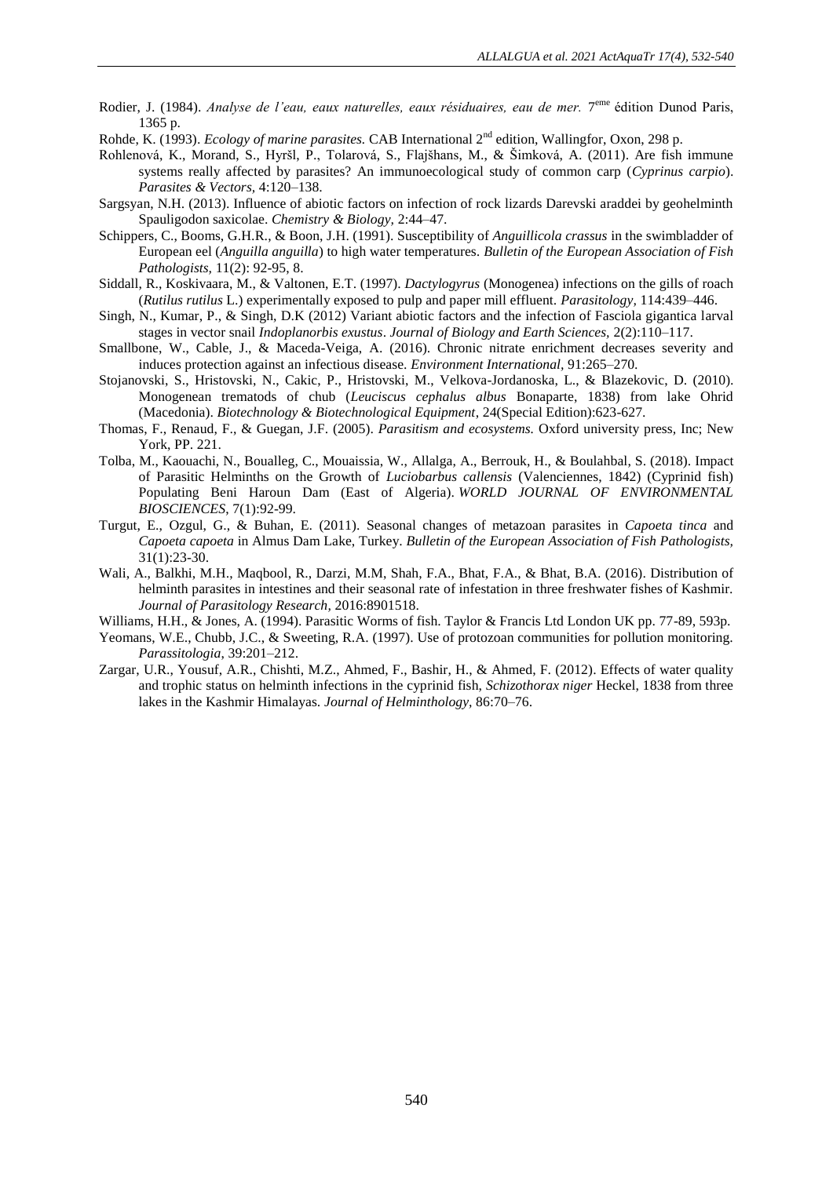Rodier, J. (1984). *Analyse de l'eau, eaux naturelles, eaux résiduaires, eau de mer.* 7[eme] édition Dunod Paris, 1365 p.

Rohde, K. (1993). *Ecology of marine parasites.* CAB International 2[nd] edition, Wallingfor, Oxon, 298 p.

Rohlenová, K., Morand, S., Hyršl, P., Tolarová, S., Flajšhans, M., & Šimková, A. (2011). Are fish immune systems really affected by parasites? An immunoecological study of common carp (*Cyprinus carpio*). *Parasites & Vectors,* 4:120–138.

Sargsyan, N.H. (2013). Influence of abiotic factors on infection of rock lizards Darevski araddei by geohelminth Spauligodon saxicolae. *Chemistry & Biology,* 2:44–47.

Schippers, C., Booms, G.H.R., & Boon, J.H. (1991). Susceptibility of *Anguillicola crassus* in the swimbladder of European eel (*Anguilla anguilla*) to high water temperatures. *Bulletin of the European Association of Fish Pathologists,* 11(2): 92-95, 8.

Siddall, R., Koskivaara, M., & Valtonen, E.T. (1997). *Dactylogyrus* (Monogenea) infections on the gills of roach (*Rutilus rutilus* L.) experimentally exposed to pulp and paper mill effluent. *Parasitology,* 114:439–446.

Singh, N., Kumar, P., & Singh, D.K (2012) Variant abiotic factors and the infection of Fasciola gigantica larval stages in vector snail *Indoplanorbis exustus*. *Journal of Biology and Earth Sciences,* 2(2):110–117.

Smallbone, W., Cable, J., & Maceda-Veiga, A. (2016). Chronic nitrate enrichment decreases severity and induces protection against an infectious disease. *Environment International,* 91:265–270.

Stojanovski, S., Hristovski, N., Cakic, P., Hristovski, M., Velkova-Jordanoska, L., & Blazekovic, D. (2010). Monogenean trematods of chub (*Leuciscus cephalus albus* Bonaparte, 1838) from lake Ohrid (Macedonia). *Biotechnology & Biotechnological Equipment,* 24(Special Edition):623-627.

Thomas, F., Renaud, F., & Guegan, J.F. (2005). *Parasitism and ecosystems.* Oxford university press, Inc; New York, PP. 221.

Tolba, M., Kaouachi, N., Boualleg, C., Mouaissia, W., Allalga, A., Berrouk, H., & Boulahbal, S. (2018). Impact of Parasitic Helminths on the Growth of *Luciobarbus callensis* (Valenciennes, 1842) (Cyprinid fish) Populating Beni Haroun Dam (East of Algeria). *WORLD JOURNAL OF ENVIRONMENTAL BIOSCIENCES,* 7(1):92-99.

Turgut, E., Ozgul, G., & Buhan, E. (2011). Seasonal changes of metazoan parasites in *Capoeta tinca* and *Capoeta capoeta* in Almus Dam Lake, Turkey. *Bulletin of the European Association of Fish Pathologists,* 31(1):23-30.

Wali, A., Balkhi, M.H., Maqbool, R., Darzi, M.M, Shah, F.A., Bhat, F.A., & Bhat, B.A. (2016). Distribution of helminth parasites in intestines and their seasonal rate of infestation in three freshwater fishes of Kashmir. *Journal of Parasitology Research,* 2016:8901518.

Williams, H.H., & Jones, A. (1994). Parasitic Worms of fish. Taylor & Francis Ltd London UK pp. 77-89, 593p.

Yeomans, W.E., Chubb, J.C., & Sweeting, R.A. (1997). Use of protozoan communities for pollution monitoring. *Parassitologia,* 39:201–212.

Zargar, U.R., Yousuf, A.R., Chishti, M.Z., Ahmed, F., Bashir, H., & Ahmed, F. (2012). Effects of water quality and trophic status on helminth infections in the cyprinid fish, *Schizothorax niger* Heckel, 1838 from three lakes in the Kashmir Himalayas. *Journal of Helminthology,* 86:70–76.